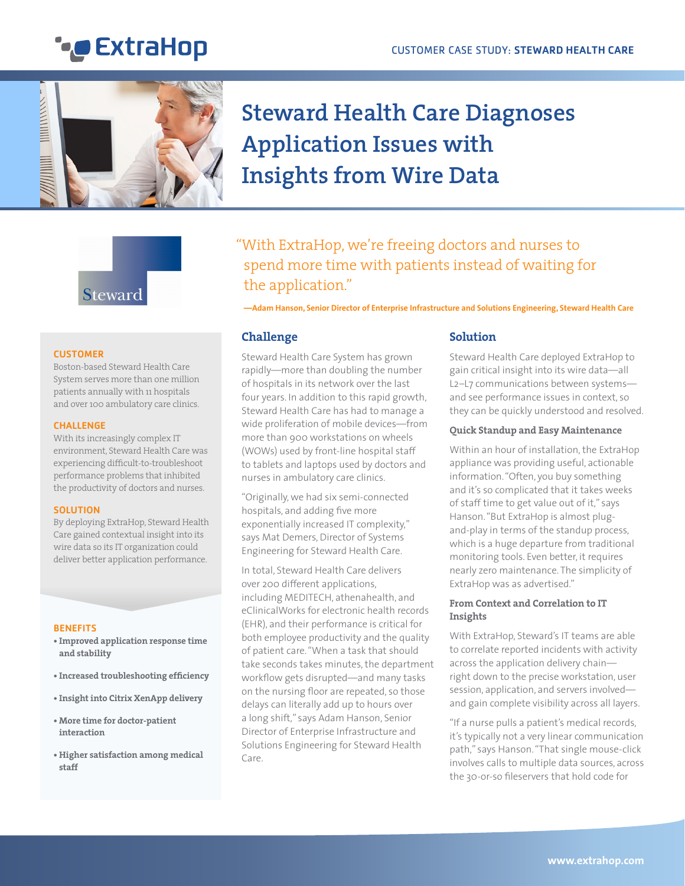CUSTOMER CASE STUDY: **STEWARD HEALTH CARE**

# Steward Health Care Diagnoses Application Issues with Insights from Wire Data

> "With ExtraHop, we're freeing doctors and nurses to spend more time with patients instead of waiting for the application."
>
> **—Adam Hanson, Senior Director of Enterprise Infrastructure and Solutions Engineering, Steward Health Care**

#### CUSTOMER

Boston-based Steward Health Care System serves more than one million patients annually with 11 hospitals and over 100 ambulatory care clinics.

#### CHALLENGE

With its increasingly complex IT environment, Steward Health Care was experiencing difficult-to-troubleshoot performance problems that inhibited the productivity of doctors and nurses.

#### SOLUTION

By deploying ExtraHop, Steward Health Care gained contextual insight into its wire data so its IT organization could deliver better application performance.

#### BENEFITS

- **Improved application response time and stability**
- **Increased troubleshooting efficiency**
- **Insight into Citrix XenApp delivery**
- **More time for doctor-patient interaction**
- **Higher satisfaction among medical staff**

## Challenge

Steward Health Care System has grown rapidly—more than doubling the number of hospitals in its network over the last four years. In addition to this rapid growth, Steward Health Care has had to manage a wide proliferation of mobile devices—from more than 900 workstations on wheels (WOWs) used by front-line hospital staff to tablets and laptops used by doctors and nurses in ambulatory care clinics.

"Originally, we had six semi-connected hospitals, and adding five more exponentially increased IT complexity," says Mat Demers, Director of Systems Engineering for Steward Health Care.

In total, Steward Health Care delivers over 200 different applications, including MEDITECH, athenahealth, and eClinicalWorks for electronic health records (EHR), and their performance is critical for both employee productivity and the quality of patient care. "When a task that should take seconds takes minutes, the department workflow gets disrupted—and many tasks on the nursing floor are repeated, so those delays can literally add up to hours over a long shift," says Adam Hanson, Senior Director of Enterprise Infrastructure and Solutions Engineering for Steward Health Care.

## Solution

Steward Health Care deployed ExtraHop to gain critical insight into its wire data—all L2–L7 communications between systems—and see performance issues in context, so they can be quickly understood and resolved.

### Quick Standup and Easy Maintenance

Within an hour of installation, the ExtraHop appliance was providing useful, actionable information. "Often, you buy something and it's so complicated that it takes weeks of staff time to get value out of it," says Hanson. "But ExtraHop is almost plug-and-play in terms of the standup process, which is a huge departure from traditional monitoring tools. Even better, it requires nearly zero maintenance. The simplicity of ExtraHop was as advertised."

### From Context and Correlation to IT Insights

With ExtraHop, Steward's IT teams are able to correlate reported incidents with activity across the application delivery chain—right down to the precise workstation, user session, application, and servers involved—and gain complete visibility across all layers.

"If a nurse pulls a patient's medical records, it's typically not a very linear communication path," says Hanson. "That single mouse-click involves calls to multiple data sources, across the 30-or-so fileservers that hold code for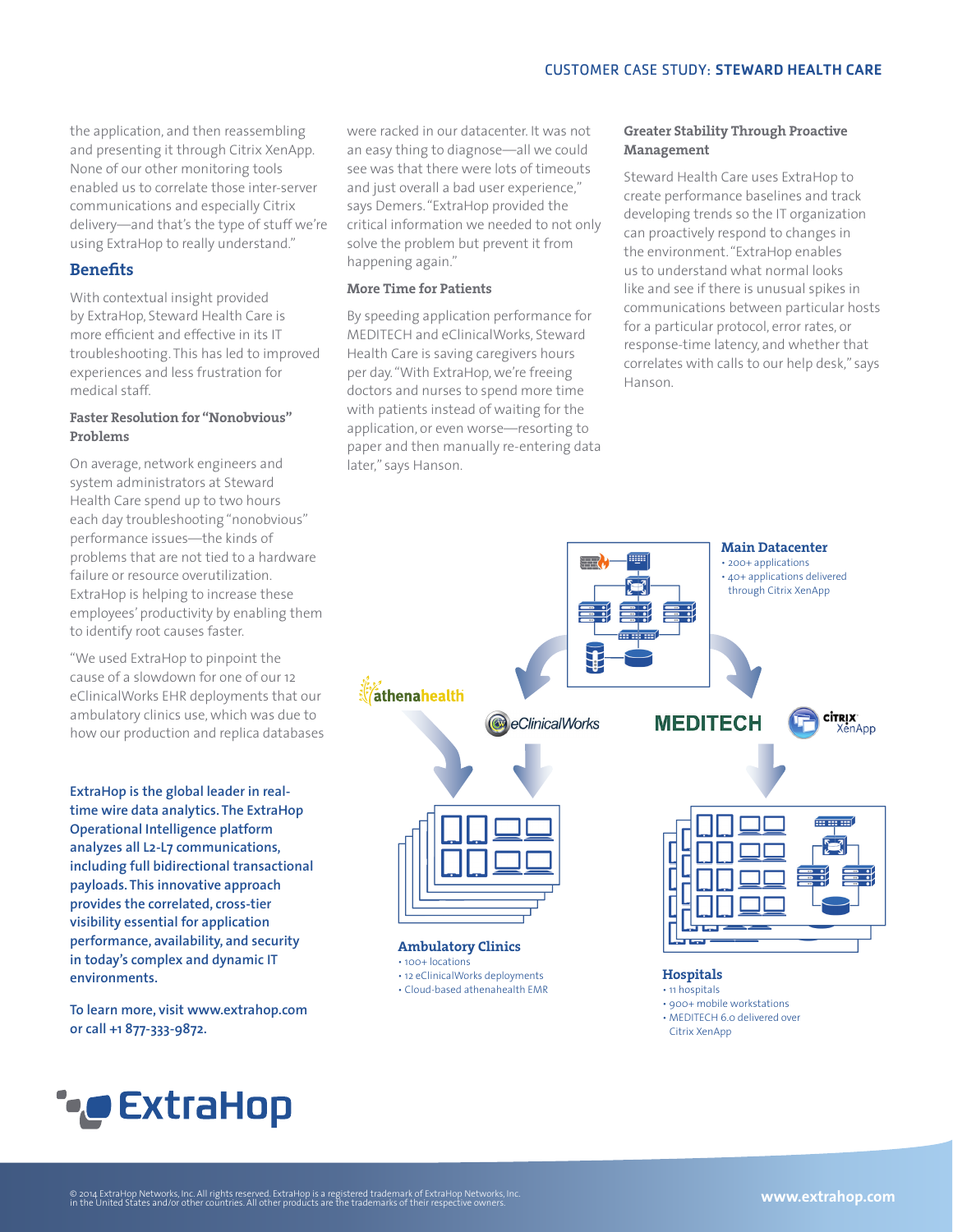the application, and then reassembling and presenting it through Citrix XenApp. None of our other monitoring tools enabled us to correlate those inter-server communications and especially Citrix delivery—and that's the type of stuff we're using ExtraHop to really understand."

## Benefits

With contextual insight provided by ExtraHop, Steward Health Care is more efficient and effective in its IT troubleshooting. This has led to improved experiences and less frustration for medical staff.

### Faster Resolution for "Nonobvious" Problems

On average, network engineers and system administrators at Steward Health Care spend up to two hours each day troubleshooting "nonobvious" performance issues—the kinds of problems that are not tied to a hardware failure or resource overutilization. ExtraHop is helping to increase these employees' productivity by enabling them to identify root causes faster.

"We used ExtraHop to pinpoint the cause of a slowdown for one of our 12 eClinicalWorks EHR deployments that our ambulatory clinics use, which was due to how our production and replica databases were racked in our datacenter. It was not an easy thing to diagnose—all we could see was that there were lots of timeouts and just overall a bad user experience," says Demers. "ExtraHop provided the critical information we needed to not only solve the problem but prevent it from happening again."

### More Time for Patients

By speeding application performance for MEDITECH and eClinicalWorks, Steward Health Care is saving caregivers hours per day. "With ExtraHop, we're freeing doctors and nurses to spend more time with patients instead of waiting for the application, or even worse—resorting to paper and then manually re-entering data later," says Hanson.

### Greater Stability Through Proactive Management

Steward Health Care uses ExtraHop to create performance baselines and track developing trends so the IT organization can proactively respond to changes in the environment. "ExtraHop enables us to understand what normal looks like and see if there is unusual spikes in communications between particular hosts for a particular protocol, error rates, or response-time latency, and whether that correlates with calls to our help desk," says Hanson.

**Main Datacenter**
- 200+ applications
- 40+ applications delivered through Citrix XenApp

athenahealth

eClinicalWorks

MEDITECH

CITRIX XenApp

**Ambulatory Clinics**
- 100+ locations
- 12 eClinicalWorks deployments
- Cloud-based athenahealth EMR

**Hospitals**
- 11 hospitals
- 900+ mobile workstations
- MEDITECH 6.0 delivered over Citrix XenApp

**ExtraHop is the global leader in real-time wire data analytics. The ExtraHop Operational Intelligence platform analyzes all L2-L7 communications, including full bidirectional transactional payloads. This innovative approach provides the correlated, cross-tier visibility essential for application performance, availability, and security in today's complex and dynamic IT environments.**

**To learn more, visit www.extrahop.com or call +1 877-333-9872.**

ExtraHop

© 2014 ExtraHop Networks, Inc. All rights reserved. ExtraHop is a registered trademark of ExtraHop Networks, Inc. in the United States and/or other countries. All other products are the trademarks of their respective owners.

**www.extrahop.com**